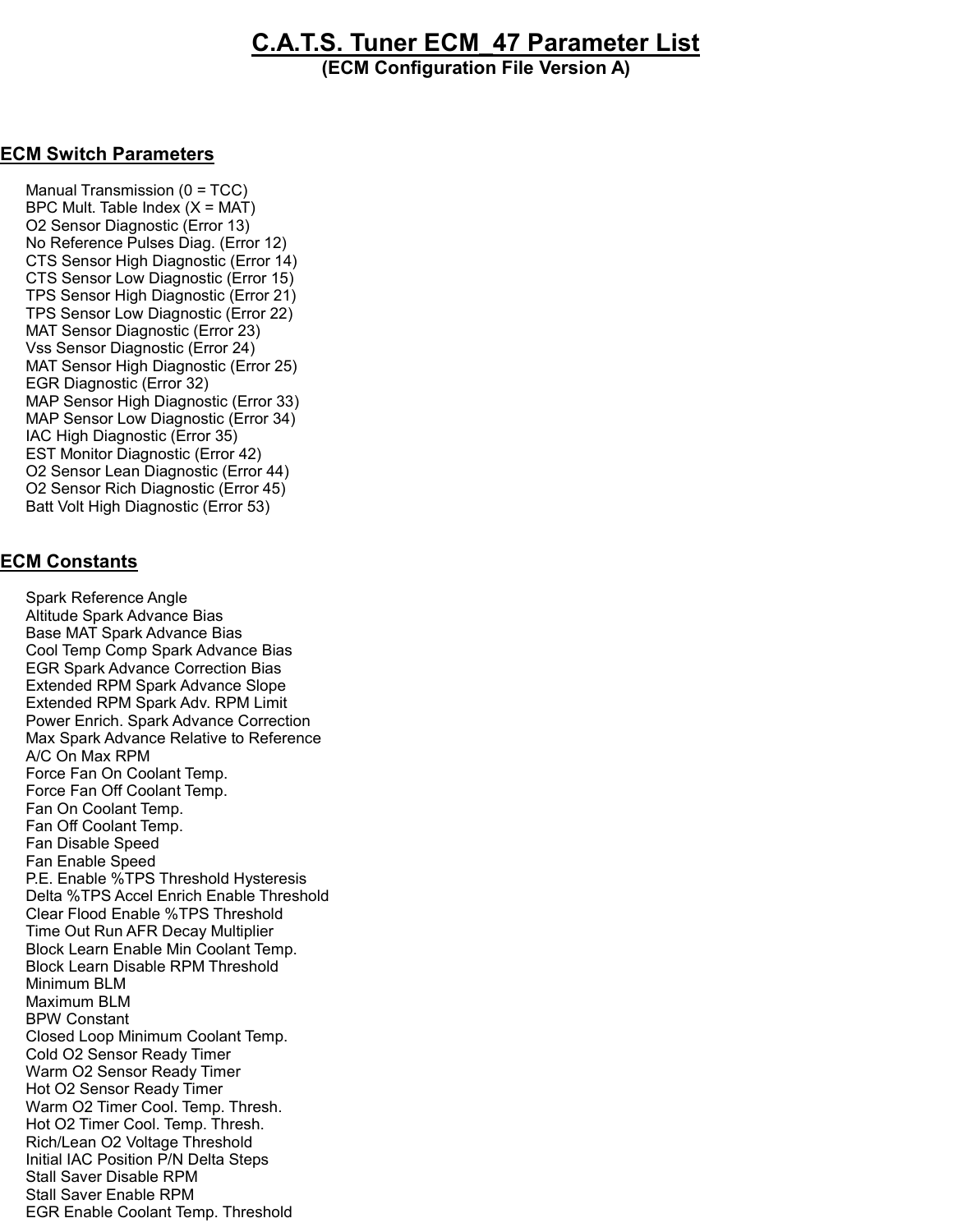# C.A.T.S. Tuner ECM_47 Parameter List

**(ECM Configuration File Version A)**

## ECM Switch Parameters

Manual Transmission (0 = TCC)
BPC Mult. Table Index (X = MAT)
O2 Sensor Diagnostic (Error 13)
No Reference Pulses Diag. (Error 12)
CTS Sensor High Diagnostic (Error 14)
CTS Sensor Low Diagnostic (Error 15)
TPS Sensor High Diagnostic (Error 21)
TPS Sensor Low Diagnostic (Error 22)
MAT Sensor Diagnostic (Error 23)
Vss Sensor Diagnostic (Error 24)
MAT Sensor High Diagnostic (Error 25)
EGR Diagnostic (Error 32)
MAP Sensor High Diagnostic (Error 33)
MAP Sensor Low Diagnostic (Error 34)
IAC High Diagnostic (Error 35)
EST Monitor Diagnostic (Error 42)
O2 Sensor Lean Diagnostic (Error 44)
O2 Sensor Rich Diagnostic (Error 45)
Batt Volt High Diagnostic (Error 53)

## ECM Constants

Spark Reference Angle
Altitude Spark Advance Bias
Base MAT Spark Advance Bias
Cool Temp Comp Spark Advance Bias
EGR Spark Advance Correction Bias
Extended RPM Spark Advance Slope
Extended RPM Spark Adv. RPM Limit
Power Enrich. Spark Advance Correction
Max Spark Advance Relative to Reference
A/C On Max RPM
Force Fan On Coolant Temp.
Force Fan Off Coolant Temp.
Fan On Coolant Temp.
Fan Off Coolant Temp.
Fan Disable Speed
Fan Enable Speed
P.E. Enable %TPS Threshold Hysteresis
Delta %TPS Accel Enrich Enable Threshold
Clear Flood Enable %TPS Threshold
Time Out Run AFR Decay Multiplier
Block Learn Enable Min Coolant Temp.
Block Learn Disable RPM Threshold
Minimum BLM
Maximum BLM
BPW Constant
Closed Loop Minimum Coolant Temp.
Cold O2 Sensor Ready Timer
Warm O2 Sensor Ready Timer
Hot O2 Sensor Ready Timer
Warm O2 Timer Cool. Temp. Thresh.
Hot O2 Timer Cool. Temp. Thresh.
Rich/Lean O2 Voltage Threshold
Initial IAC Position P/N Delta Steps
Stall Saver Disable RPM
Stall Saver Enable RPM
EGR Enable Coolant Temp. Threshold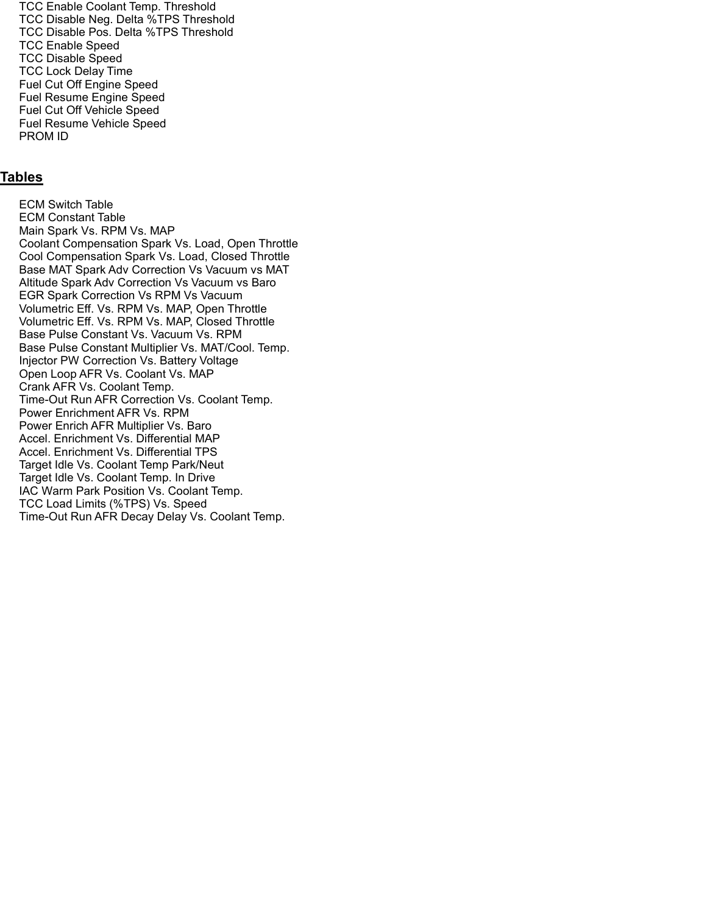TCC Enable Coolant Temp. Threshold
TCC Disable Neg. Delta %TPS Threshold
TCC Disable Pos. Delta %TPS Threshold
TCC Enable Speed
TCC Disable Speed
TCC Lock Delay Time
Fuel Cut Off Engine Speed
Fuel Resume Engine Speed
Fuel Cut Off Vehicle Speed
Fuel Resume Vehicle Speed
PROM ID

## Tables

ECM Switch Table
ECM Constant Table
Main Spark Vs. RPM Vs. MAP
Coolant Compensation Spark Vs. Load, Open Throttle
Cool Compensation Spark Vs. Load, Closed Throttle
Base MAT Spark Adv Correction Vs Vacuum vs MAT
Altitude Spark Adv Correction Vs Vacuum vs Baro
EGR Spark Correction Vs RPM Vs Vacuum
Volumetric Eff. Vs. RPM Vs. MAP, Open Throttle
Volumetric Eff. Vs. RPM Vs. MAP, Closed Throttle
Base Pulse Constant Vs. Vacuum Vs. RPM
Base Pulse Constant Multiplier Vs. MAT/Cool. Temp.
Injector PW Correction Vs. Battery Voltage
Open Loop AFR Vs. Coolant Vs. MAP
Crank AFR Vs. Coolant Temp.
Time-Out Run AFR Correction Vs. Coolant Temp.
Power Enrichment AFR Vs. RPM
Power Enrich AFR Multiplier Vs. Baro
Accel. Enrichment Vs. Differential MAP
Accel. Enrichment Vs. Differential TPS
Target Idle Vs. Coolant Temp Park/Neut
Target Idle Vs. Coolant Temp. In Drive
IAC Warm Park Position Vs. Coolant Temp.
TCC Load Limits (%TPS) Vs. Speed
Time-Out Run AFR Decay Delay Vs. Coolant Temp.